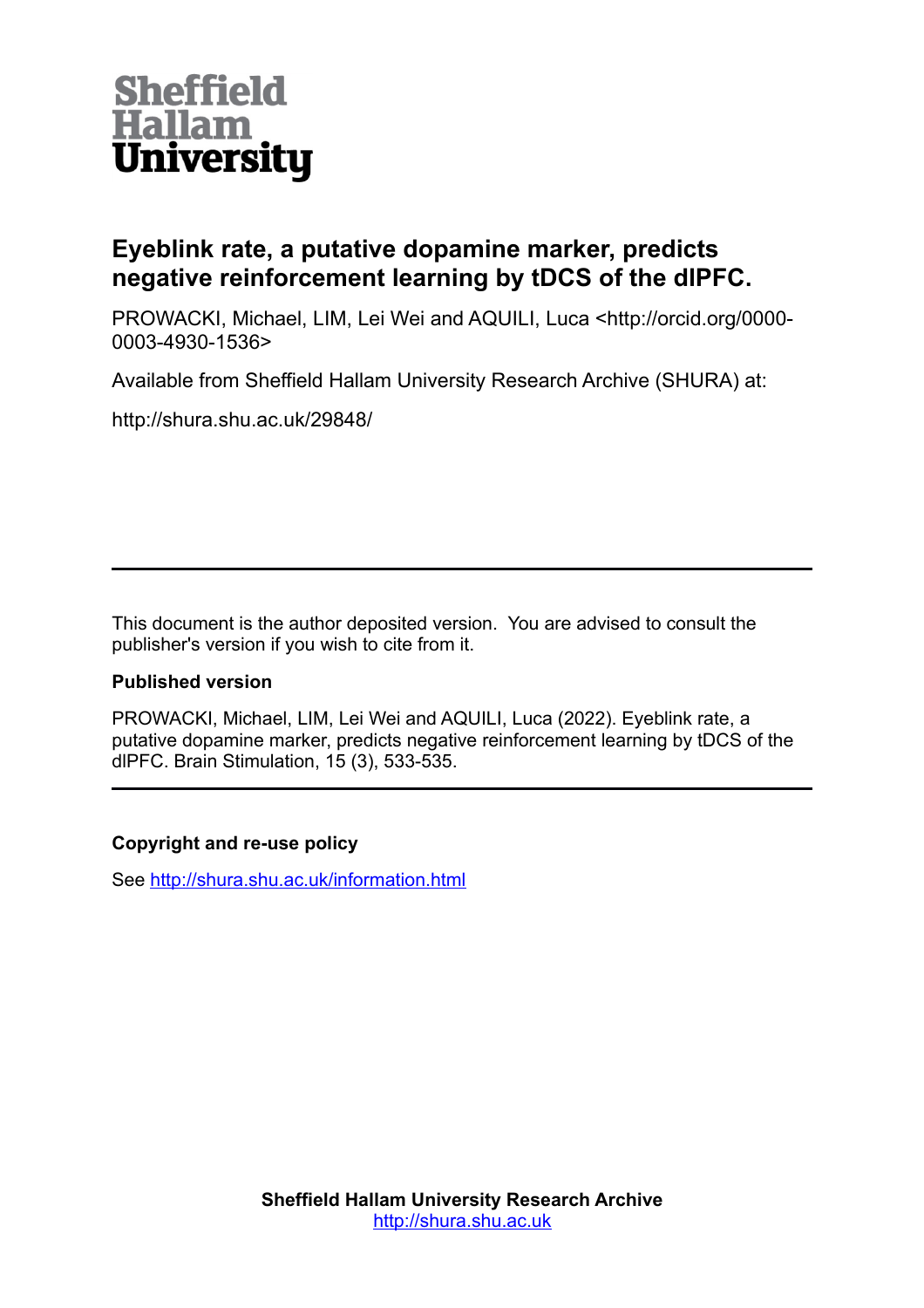Sheffield Hallam University

# Eyeblink rate, a putative dopamine marker, predicts negative reinforcement learning by tDCS of the dlPFC.

PROWACKI, Michael, LIM, Lei Wei and AQUILI, Luca <http://orcid.org/0000-0003-4930-1536>

Available from Sheffield Hallam University Research Archive (SHURA) at:

http://shura.shu.ac.uk/29848/

---

This document is the author deposited version. You are advised to consult the publisher's version if you wish to cite from it.

### Published version

PROWACKI, Michael, LIM, Lei Wei and AQUILI, Luca (2022). Eyeblink rate, a putative dopamine marker, predicts negative reinforcement learning by tDCS of the dlPFC. Brain Stimulation, 15 (3), 533-535.

---

### Copyright and re-use policy

See http://shura.shu.ac.uk/information.html

**Sheffield Hallam University Research Archive**
http://shura.shu.ac.uk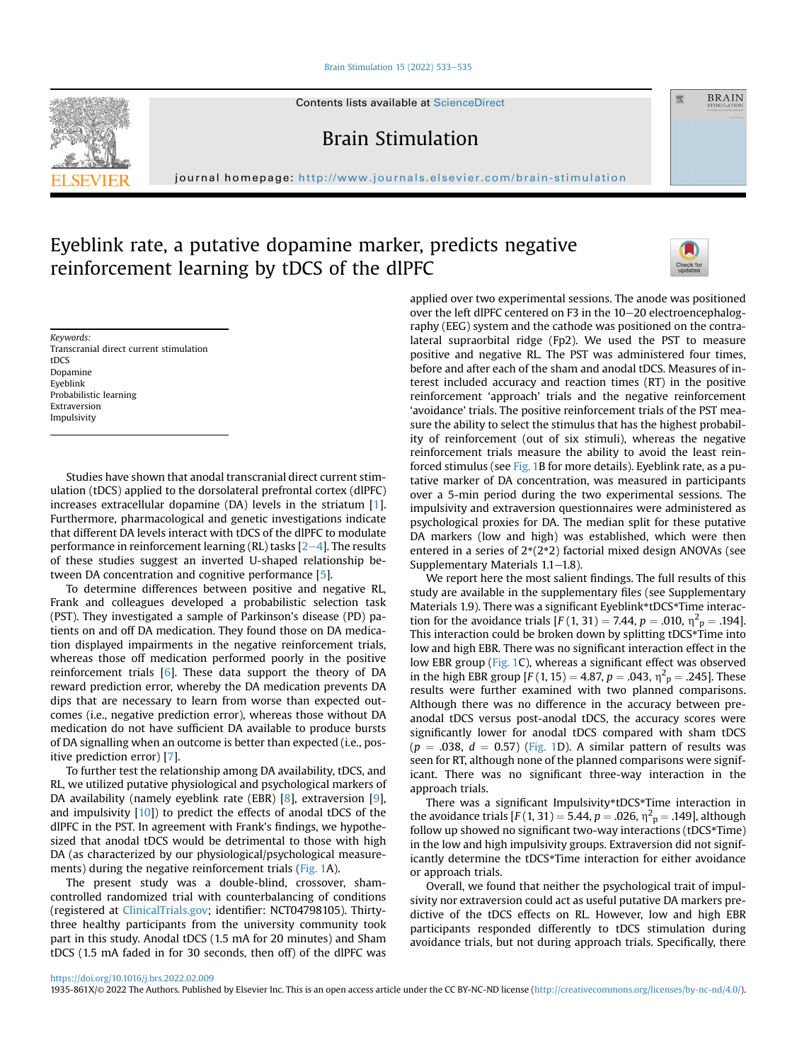# Eyeblink rate, a putative dopamine marker, predicts negative reinforcement learning by tDCS of the dlPFC

*Keywords:*
Transcranial direct current stimulation
tDCS
Dopamine
Eyeblink
Probabilistic learning
Extraversion
Impulsivity

Studies have shown that anodal transcranial direct current stimulation (tDCS) applied to the dorsolateral prefrontal cortex (dlPFC) increases extracellular dopamine (DA) levels in the striatum [1]. Furthermore, pharmacological and genetic investigations indicate that different DA levels interact with tDCS of the dlPFC to modulate performance in reinforcement learning (RL) tasks [2–4]. The results of these studies suggest an inverted U-shaped relationship between DA concentration and cognitive performance [5].

To determine differences between positive and negative RL, Frank and colleagues developed a probabilistic selection task (PST). They investigated a sample of Parkinson's disease (PD) patients on and off DA medication. They found those on DA medication displayed impairments in the negative reinforcement trials, whereas those off medication performed poorly in the positive reinforcement trials [6]. These data support the theory of DA reward prediction error, whereby the DA medication prevents DA dips that are necessary to learn from worse than expected outcomes (i.e., negative prediction error), whereas those without DA medication do not have sufficient DA available to produce bursts of DA signalling when an outcome is better than expected (i.e., positive prediction error) [7].

To further test the relationship among DA availability, tDCS, and RL, we utilized putative physiological and psychological markers of DA availability (namely eyeblink rate (EBR) [8], extraversion [9], and impulsivity [10]) to predict the effects of anodal tDCS of the dlPFC in the PST. In agreement with Frank's findings, we hypothesized that anodal tDCS would be detrimental to those with high DA (as characterized by our physiological/psychological measurements) during the negative reinforcement trials (Fig. 1A).

The present study was a double-blind, crossover, sham-controlled randomized trial with counterbalancing of conditions (registered at ClinicalTrials.gov; identifier: NCT04798105). Thirty-three healthy participants from the university community took part in this study. Anodal tDCS (1.5 mA for 20 minutes) and Sham tDCS (1.5 mA faded in for 30 seconds, then off) of the dlPFC was applied over two experimental sessions. The anode was positioned over the left dlPFC centered on F3 in the 10–20 electroencephalography (EEG) system and the cathode was positioned on the contralateral supraorbital ridge (Fp2). We used the PST to measure positive and negative RL. The PST was administered four times, before and after each of the sham and anodal tDCS. Measures of interest included accuracy and reaction times (RT) in the positive reinforcement 'approach' trials and the negative reinforcement 'avoidance' trials. The positive reinforcement trials of the PST measure the ability to select the stimulus that has the highest probability of reinforcement (out of six stimuli), whereas the negative reinforcement trials measure the ability to avoid the least reinforced stimulus (see Fig. 1B for more details). Eyeblink rate, as a putative marker of DA concentration, was measured in participants over a 5-min period during the two experimental sessions. The impulsivity and extraversion questionnaires were administered as psychological proxies for DA. The median split for these putative DA markers (low and high) was established, which were then entered in a series of 2*(2*2) factorial mixed design ANOVAs (see Supplementary Materials 1.1–1.8).

We report here the most salient findings. The full results of this study are available in the supplementary files (see Supplementary Materials 1.9). There was a significant Eyeblink*tDCS*Time interaction for the avoidance trials [$F(1, 31) = 7.44$, $p = .010$, $\eta^2_p = .194$]. This interaction could be broken down by splitting tDCS*Time into low and high EBR. There was no significant interaction effect in the low EBR group (Fig. 1C), whereas a significant effect was observed in the high EBR group [$F(1, 15) = 4.87$, $p = .043$, $\eta^2_p = .245$]. These results were further examined with two planned comparisons. Although there was no difference in the accuracy between pre-anodal tDCS versus post-anodal tDCS, the accuracy scores were significantly lower for anodal tDCS compared with sham tDCS ($p = .038$, $d = 0.57$) (Fig. 1D). A similar pattern of results was seen for RT, although none of the planned comparisons were significant. There was no significant three-way interaction in the approach trials.

There was a significant Impulsivity*tDCS*Time interaction in the avoidance trials [$F(1, 31) = 5.44$, $p = .026$, $\eta^2_p = .149$], although follow up showed no significant two-way interactions (tDCS*Time) in the low and high impulsivity groups. Extraversion did not significantly determine the tDCS*Time interaction for either avoidance or approach trials.

Overall, we found that neither the psychological trait of impulsivity nor extraversion could act as useful putative DA markers predictive of the tDCS effects on RL. However, low and high EBR participants responded differently to tDCS stimulation during avoidance trials, but not during approach trials. Specifically, there

https://doi.org/10.1016/j.brs.2022.02.009
1935-861X/© 2022 The Authors. Published by Elsevier Inc. This is an open access article under the CC BY-NC-ND license (http://creativecommons.org/licenses/by-nc-nd/4.0/).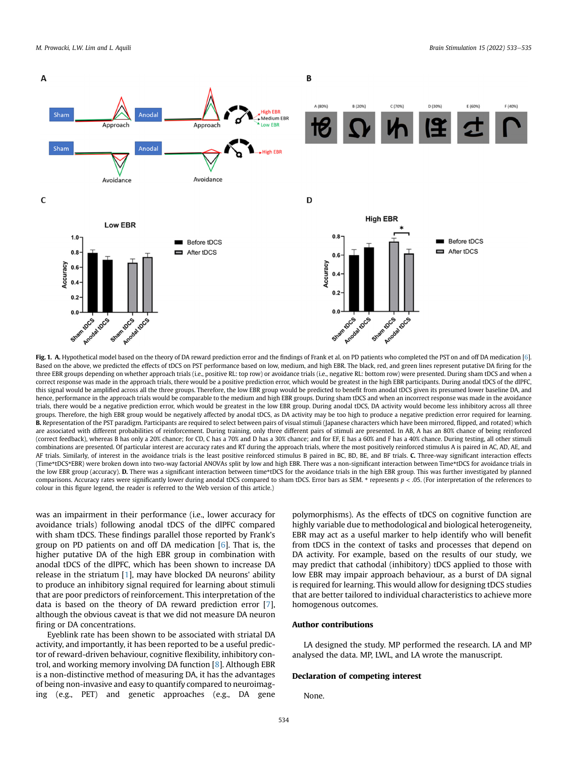**Fig. 1. A.** Hypothetical model based on the theory of DA reward prediction error and the findings of Frank et al. on PD patients who completed the PST on and off DA medication [6]. Based on the above, we predicted the effects of tDCS on PST performance based on low, medium, and high EBR. The black, red, and green lines represent putative DA firing for the three EBR groups depending on whether approach trials (i.e., positive RL: top row) or avoidance trials (i.e., negative RL: bottom row) were presented. During sham tDCS and when a correct response was made in the approach trials, there would be a positive prediction error, which would be greatest in the high EBR participants. During anodal tDCS of the dlPFC, this signal would be amplified across all the three groups. Therefore, the low EBR group would be predicted to benefit from anodal tDCS given its presumed lower baseline DA, and hence, performance in the approach trials would be comparable to the medium and high EBR groups. During sham tDCS and when an incorrect response was made in the avoidance trials, there would be a negative prediction error, which would be greatest in the low EBR group. During anodal tDCS, DA activity would become less inhibitory across all three groups. Therefore, the high EBR group would be negatively affected by anodal tDCS, as DA activity may be too high to produce a negative prediction error required for learning. **B.** Representation of the PST paradigm. Participants are required to select between pairs of visual stimuli (Japanese characters which have been mirrored, flipped, and rotated) which are associated with different probabilities of reinforcement. During training, only three different pairs of stimuli are presented. In AB, A has an 80% chance of being reinforced (correct feedback), whereas B has only a 20% chance; for CD, C has a 70% and D has a 30% chance; and for EF, E has a 60% and F has a 40% chance. During testing, all other stimuli combinations are presented. Of particular interest are accuracy rates and RT during the approach trials, where the most positively reinforced stimulus A is paired in AC, AD, AE, and AF trials. Similarly, of interest in the avoidance trials is the least positive reinforced stimulus B paired in BC, BD, BE, and BF trials. **C.** Three-way significant interaction effects (Time*tDCS*EBR) were broken down into two-way factorial ANOVAs split by low and high EBR. There was a non-significant interaction between Time*tDCS for avoidance trials in the low EBR group (accuracy). **D.** There was a significant interaction between time*tDCS for the avoidance trials in the high EBR group. This was further investigated by planned comparisons. Accuracy rates were significantly lower during anodal tDCS compared to sham tDCS. Error bars as SEM. * represents $p < .05$. (For interpretation of the references to colour in this figure legend, the reader is referred to the Web version of this article.)

was an impairment in their performance (i.e., lower accuracy for avoidance trials) following anodal tDCS of the dlPFC compared with sham tDCS. These findings parallel those reported by Frank's group on PD patients on and off DA medication [6]. That is, the higher putative DA of the high EBR group in combination with anodal tDCS of the dlPFC, which has been shown to increase DA release in the striatum [1], may have blocked DA neurons' ability to produce an inhibitory signal required for learning about stimuli that are poor predictors of reinforcement. This interpretation of the data is based on the theory of DA reward prediction error [7], although the obvious caveat is that we did not measure DA neuron firing or DA concentrations.

Eyeblink rate has been shown to be associated with striatal DA activity, and importantly, it has been reported to be a useful predictor of reward-driven behaviour, cognitive flexibility, inhibitory control, and working memory involving DA function [8]. Although EBR is a non-distinctive method of measuring DA, it has the advantages of being non-invasive and easy to quantify compared to neuroimaging (e.g., PET) and genetic approaches (e.g., DA gene polymorphisms). As the effects of tDCS on cognitive function are highly variable due to methodological and biological heterogeneity, EBR may act as a useful marker to help identify who will benefit from tDCS in the context of tasks and processes that depend on DA activity. For example, based on the results of our study, we may predict that cathodal (inhibitory) tDCS applied to those with low EBR may impair approach behaviour, as a burst of DA signal is required for learning. This would allow for designing tDCS studies that are better tailored to individual characteristics to achieve more homogenous outcomes.

## Author contributions

LA designed the study. MP performed the research. LA and MP analysed the data. MP, LWL, and LA wrote the manuscript.

## Declaration of competing interest

None.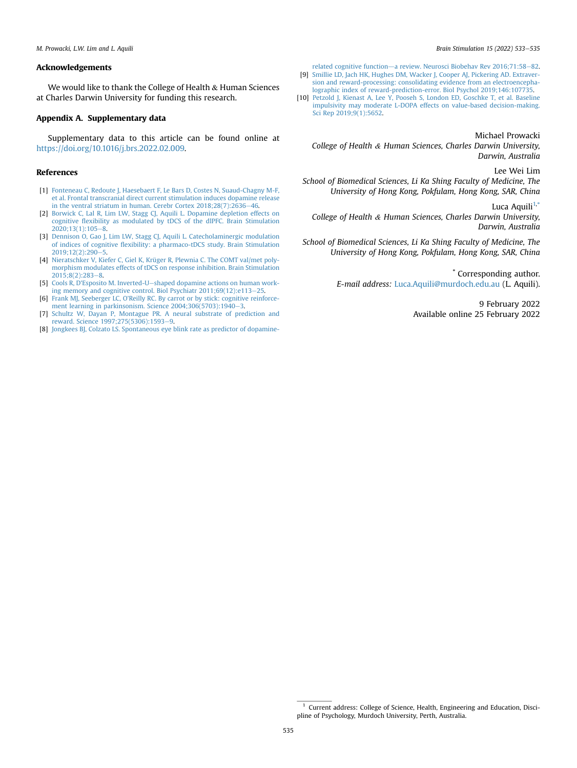## Acknowledgements

We would like to thank the College of Health & Human Sciences at Charles Darwin University for funding this research.

## Appendix A. Supplementary data

Supplementary data to this article can be found online at https://doi.org/10.1016/j.brs.2022.02.009.

## References

[1] Fonteneau C, Redoute J, Haesebaert F, Le Bars D, Costes N, Suaud-Chagny M-F, et al. Frontal transcranial direct current stimulation induces dopamine release in the ventral striatum in human. Cerebr Cortex 2018;28(7):2636–46.

[2] Borwick C, Lal R, Lim LW, Stagg CJ, Aquili L. Dopamine depletion effects on cognitive flexibility as modulated by tDCS of the dlPFC. Brain Stimulation 2020;13(1):105–8.

[3] Dennison O, Gao J, Lim LW, Stagg CJ, Aquili L. Catecholaminergic modulation of indices of cognitive flexibility: a pharmaco-tDCS study. Brain Stimulation 2019;12(2):290–5.

[4] Nieratschker V, Kiefer C, Giel K, Krüger R, Plewnia C. The COMT val/met polymorphism modulates effects of tDCS on response inhibition. Brain Stimulation 2015;8(2):283–8.

[5] Cools R, D'Esposito M. Inverted–U–shaped dopamine actions on human working memory and cognitive control. Biol Psychiatr 2011;69(12):e113–25.

[6] Frank MJ, Seeberger LC, O'Reilly RC. By carrot or by stick: cognitive reinforcement learning in parkinsonism. Science 2004;306(5703):1940–3.

[7] Schultz W, Dayan P, Montague PR. A neural substrate of prediction and reward. Science 1997;275(5306):1593–9.

[8] Jongkees BJ, Colzato LS. Spontaneous eye blink rate as predictor of dopamine-related cognitive function—a review. Neurosci Biobehav Rev 2016;71:58–82.

[9] Smillie LD, Jach HK, Hughes DM, Wacker J, Cooper AJ, Pickering AD. Extraversion and reward-processing: consolidating evidence from an electroencephalographic index of reward-prediction-error. Biol Psychol 2019;146:107735.

[10] Petzold J, Kienast A, Lee Y, Pooseh S, London ED, Goschke T, et al. Baseline impulsivity may moderate L-DOPA effects on value-based decision-making. Sci Rep 2019;9(1):5652.

Michael Prowacki
*College of Health & Human Sciences, Charles Darwin University, Darwin, Australia*

Lee Wei Lim
*School of Biomedical Sciences, Li Ka Shing Faculty of Medicine, The University of Hong Kong, Pokfulam, Hong Kong, SAR, China*

Luca Aquili[1,*]
*College of Health & Human Sciences, Charles Darwin University, Darwin, Australia*

*School of Biomedical Sciences, Li Ka Shing Faculty of Medicine, The University of Hong Kong, Pokfulam, Hong Kong, SAR, China*

* Corresponding author.
*E-mail address:* Luca.Aquili@murdoch.edu.au (L. Aquili).

9 February 2022
Available online 25 February 2022

[1] Current address: College of Science, Health, Engineering and Education, Discipline of Psychology, Murdoch University, Perth, Australia.